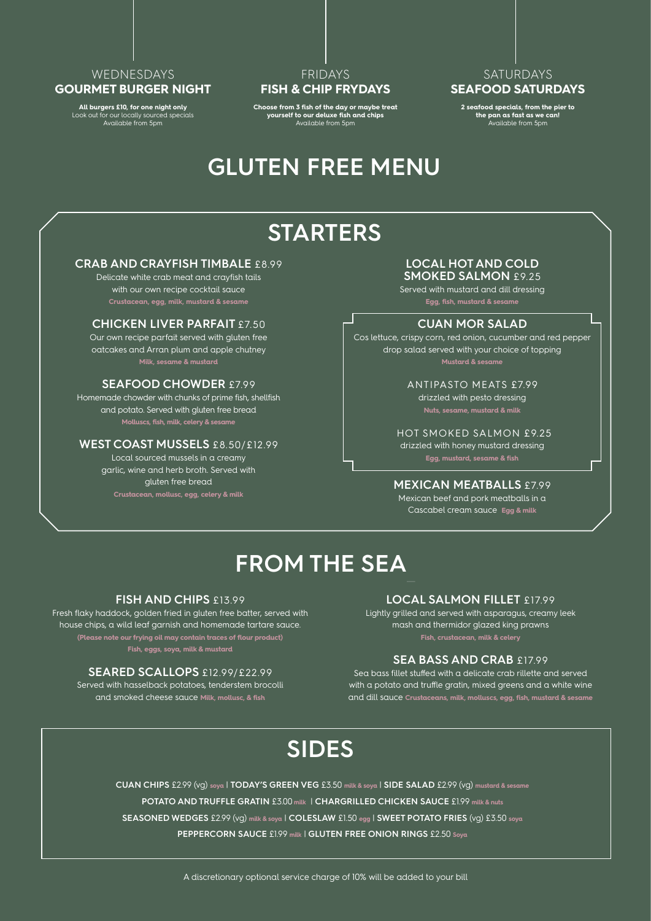### WEDNESDAYS
### GOURMET BURGER NIGHT

**All burgers £10, for one night only**
Look out for our locally sourced specials
Available from 5pm

### FRIDAYS
### FISH & CHIP FRYDAYS

**Choose from 3 fish of the day or maybe treat yourself to our deluxe fish and chips**
Available from 5pm

### SATURDAYS
### SEAFOOD SATURDAYS

**2 seafood specials, from the pier to the pan as fast as we can!**
Available from 5pm

# GLUTEN FREE MENU

## STARTERS

### CRAB AND CRAYFISH TIMBALE £8.99
Delicate white crab meat and crayfish tails with our own recipe cocktail sauce
**Crustacean, egg, milk, mustard & sesame**

### CHICKEN LIVER PARFAIT £7.50
Our own recipe parfait served with gluten free oatcakes and Arran plum and apple chutney
**Milk, sesame & mustard**

### SEAFOOD CHOWDER £7.99
Homemade chowder with chunks of prime fish, shellfish and potato. Served with gluten free bread
**Molluscs, fish, milk, celery & sesame**

### WEST COAST MUSSELS £8.50/£12.99
Local sourced mussels in a creamy garlic, wine and herb broth. Served with gluten free bread
**Crustacean, mollusc, egg, celery & milk**

### LOCAL HOT AND COLD SMOKED SALMON £9.25
Served with mustard and dill dressing
**Egg, fish, mustard & sesame**

### CUAN MOR SALAD
Cos lettuce, crispy corn, red onion, cucumber and red pepper drop salad served with your choice of topping
**Mustard & sesame**

ANTIPASTO MEATS £7.99
drizzled with pesto dressing
**Nuts, sesame, mustard & milk**

HOT SMOKED SALMON £9.25
drizzled with honey mustard dressing
**Egg, mustard, sesame & fish**

### MEXICAN MEATBALLS £7.99
Mexican beef and pork meatballs in a Cascabel cream sauce **Egg & milk**

## FROM THE SEA

### FISH AND CHIPS £13.99
Fresh flaky haddock, golden fried in gluten free batter, served with house chips, a wild leaf garnish and homemade tartare sauce.
**(Please note our frying oil may contain traces of flour product)**
**Fish, eggs, soya, milk & mustard**

### SEARED SCALLOPS £12.99/£22.99
Served with hasselback potatoes, tenderstem brocolli and smoked cheese sauce **Milk, mollusc, & fish**

### LOCAL SALMON FILLET £17.99
Lightly grilled and served with asparagus, creamy leek mash and thermidor glazed king prawns
**Fish, crustacean, milk & celery**

### SEA BASS AND CRAB £17.99
Sea bass fillet stuffed with a delicate crab rillette and served with a potato and truffle gratin, mixed greens and a white wine and dill sauce **Crustaceans, milk, molluscs, egg, fish, mustard & sesame**

## SIDES

**CUAN CHIPS** £2.99 (vg) **soya** | **TODAY'S GREEN VEG** £3.50 **milk & soya** | **SIDE SALAD** £2.99 (vg) **mustard & sesame**

**POTATO AND TRUFFLE GRATIN** £3.00 **milk** | **CHARGRILLED CHICKEN SAUCE** £1.99 **milk & nuts**

**SEASONED WEDGES** £2.99 (vg) **milk & soya** | **COLESLAW** £1.50 **egg** | **SWEET POTATO FRIES** (vg) £3.50 **soya**

**PEPPERCORN SAUCE** £1.99 **milk** | **GLUTEN FREE ONION RINGS** £2.50 **Soya**

A discretionary optional service charge of 10% will be added to your bill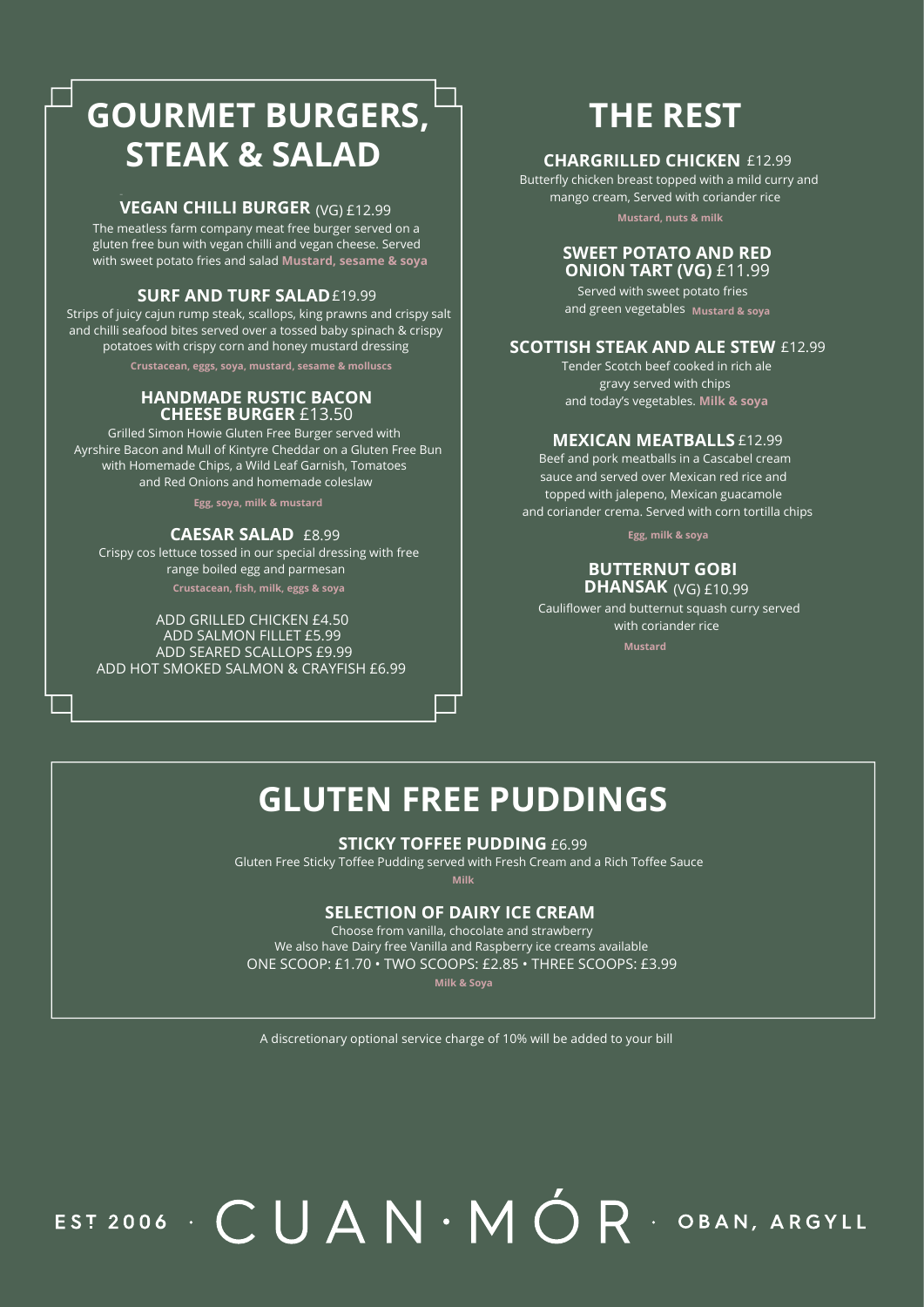# GOURMET BURGERS, STEAK & SALAD

### VEGAN CHILLI BURGER (VG) £12.99

The meatless farm company meat free burger served on a gluten free bun with vegan chilli and vegan cheese. Served with sweet potato fries and salad **Mustard, sesame & soya**

### SURF AND TURF SALAD £19.99

Strips of juicy cajun rump steak, scallops, king prawns and crispy salt and chilli seafood bites served over a tossed baby spinach & crispy potatoes with crispy corn and honey mustard dressing

**Crustacean, eggs, soya, mustard, sesame & molluscs**

### HANDMADE RUSTIC BACON CHEESE BURGER £13.50

Grilled Simon Howie Gluten Free Burger served with Ayrshire Bacon and Mull of Kintyre Cheddar on a Gluten Free Bun with Homemade Chips, a Wild Leaf Garnish, Tomatoes and Red Onions and homemade coleslaw

**Egg, soya, milk & mustard**

### CAESAR SALAD £8.99

Crispy cos lettuce tossed in our special dressing with free range boiled egg and parmesan

**Crustacean, fish, milk, eggs & soya**

ADD GRILLED CHICKEN £4.50
ADD SALMON FILLET £5.99
ADD SEARED SCALLOPS £9.99
ADD HOT SMOKED SALMON & CRAYFISH £6.99

# THE REST

### CHARGRILLED CHICKEN £12.99

Butterfly chicken breast topped with a mild curry and mango cream, Served with coriander rice

**Mustard, nuts & milk**

### SWEET POTATO AND RED ONION TART (VG) £11.99

Served with sweet potato fries and green vegetables **Mustard & soya**

### SCOTTISH STEAK AND ALE STEW £12.99

Tender Scotch beef cooked in rich ale gravy served with chips and today's vegetables. **Milk & soya**

### MEXICAN MEATBALLS £12.99

Beef and pork meatballs in a Cascabel cream sauce and served over Mexican red rice and topped with jalepeno, Mexican guacamole and coriander crema. Served with corn tortilla chips

**Egg, milk & soya**

### BUTTERNUT GOBI DHANSAK (VG) £10.99

Cauliflower and butternut squash curry served with coriander rice

**Mustard**

# GLUTEN FREE PUDDINGS

### STICKY TOFFEE PUDDING £6.99

Gluten Free Sticky Toffee Pudding served with Fresh Cream and a Rich Toffee Sauce

**Milk**

### SELECTION OF DAIRY ICE CREAM

Choose from vanilla, chocolate and strawberry
We also have Dairy free Vanilla and Raspberry ice creams available
ONE SCOOP: £1.70 • TWO SCOOPS: £2.85 • THREE SCOOPS: £3.99

**Milk & Soya**

A discretionary optional service charge of 10% will be added to your bill

EST 2006 · CUAN · MÓR · OBAN, ARGYLL